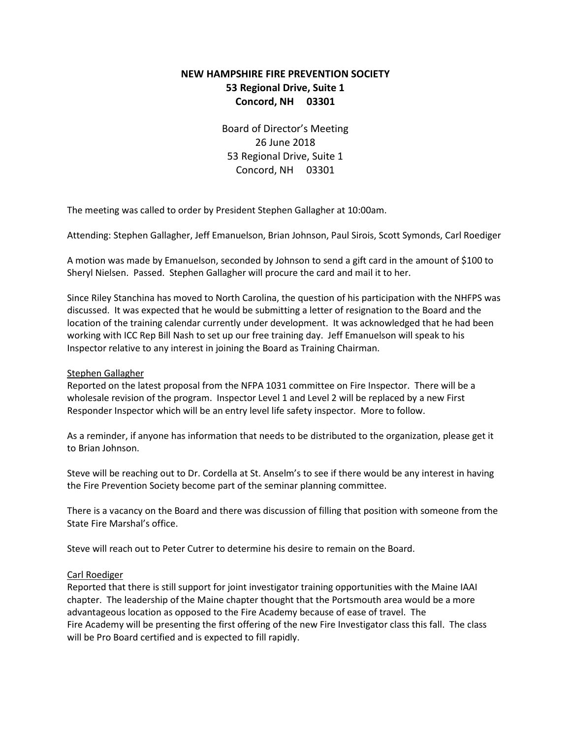# NEW HAMPSHIRE FIRE PREVENTION SOCIETY
**53 Regional Drive, Suite 1**
**Concord, NH 03301**

Board of Director's Meeting
26 June 2018
53 Regional Drive, Suite 1
Concord, NH 03301

The meeting was called to order by President Stephen Gallagher at 10:00am.

Attending: Stephen Gallagher, Jeff Emanuelson, Brian Johnson, Paul Sirois, Scott Symonds, Carl Roediger

A motion was made by Emanuelson, seconded by Johnson to send a gift card in the amount of $100 to Sheryl Nielsen. Passed. Stephen Gallagher will procure the card and mail it to her.

Since Riley Stanchina has moved to North Carolina, the question of his participation with the NHFPS was discussed. It was expected that he would be submitting a letter of resignation to the Board and the location of the training calendar currently under development. It was acknowledged that he had been working with ICC Rep Bill Nash to set up our free training day. Jeff Emanuelson will speak to his Inspector relative to any interest in joining the Board as Training Chairman.

<u>Stephen Gallagher</u>
Reported on the latest proposal from the NFPA 1031 committee on Fire Inspector. There will be a wholesale revision of the program. Inspector Level 1 and Level 2 will be replaced by a new First Responder Inspector which will be an entry level life safety inspector. More to follow.

As a reminder, if anyone has information that needs to be distributed to the organization, please get it to Brian Johnson.

Steve will be reaching out to Dr. Cordella at St. Anselm's to see if there would be any interest in having the Fire Prevention Society become part of the seminar planning committee.

There is a vacancy on the Board and there was discussion of filling that position with someone from the State Fire Marshal's office.

Steve will reach out to Peter Cutrer to determine his desire to remain on the Board.

<u>Carl Roediger</u>
Reported that there is still support for joint investigator training opportunities with the Maine IAAI chapter. The leadership of the Maine chapter thought that the Portsmouth area would be a more advantageous location as opposed to the Fire Academy because of ease of travel. The Fire Academy will be presenting the first offering of the new Fire Investigator class this fall. The class will be Pro Board certified and is expected to fill rapidly.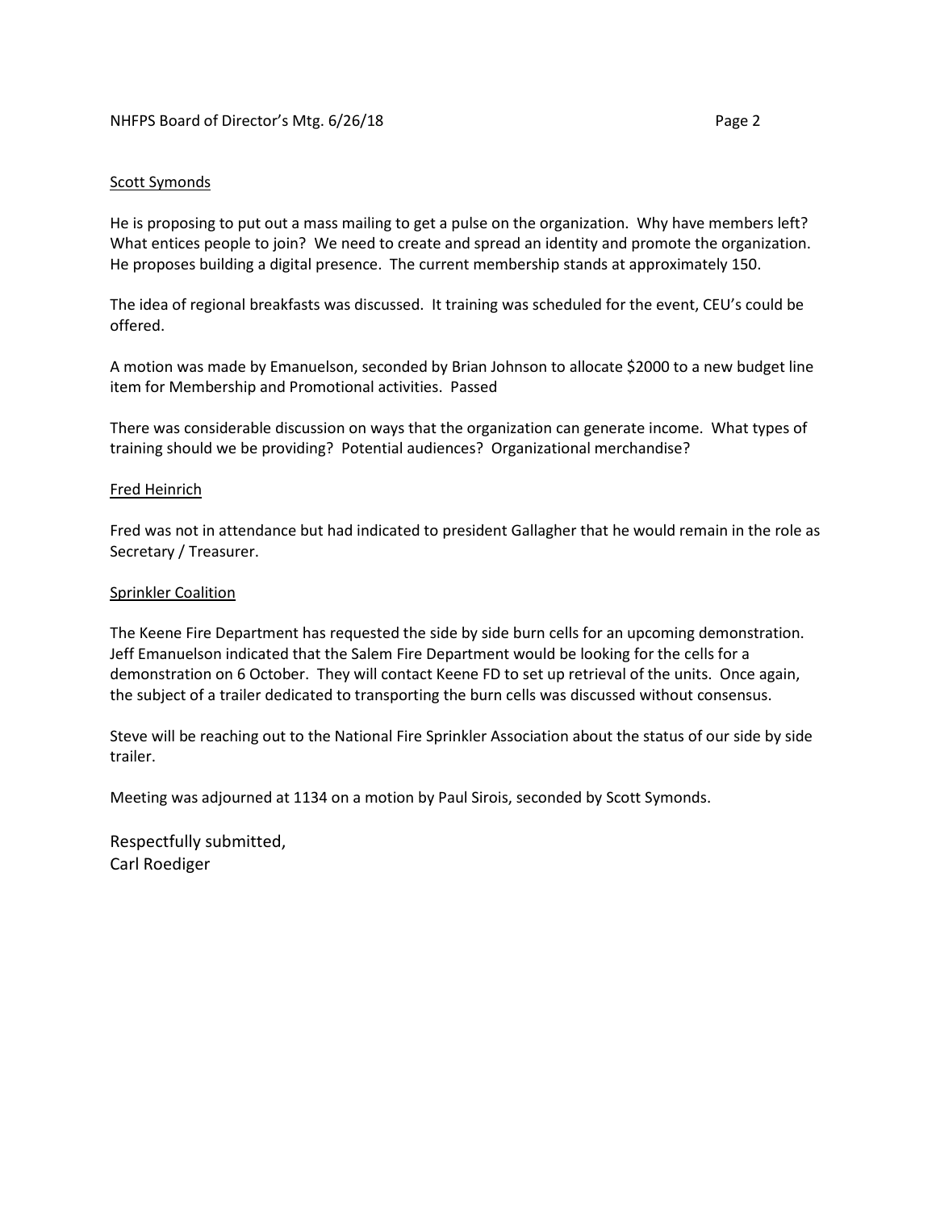Scott Symonds

He is proposing to put out a mass mailing to get a pulse on the organization. Why have members left? What entices people to join? We need to create and spread an identity and promote the organization. He proposes building a digital presence. The current membership stands at approximately 150.

The idea of regional breakfasts was discussed. It training was scheduled for the event, CEU's could be offered.

A motion was made by Emanuelson, seconded by Brian Johnson to allocate $2000 to a new budget line item for Membership and Promotional activities. Passed

There was considerable discussion on ways that the organization can generate income. What types of training should we be providing? Potential audiences? Organizational merchandise?

Fred Heinrich

Fred was not in attendance but had indicated to president Gallagher that he would remain in the role as Secretary / Treasurer.

Sprinkler Coalition

The Keene Fire Department has requested the side by side burn cells for an upcoming demonstration. Jeff Emanuelson indicated that the Salem Fire Department would be looking for the cells for a demonstration on 6 October. They will contact Keene FD to set up retrieval of the units. Once again, the subject of a trailer dedicated to transporting the burn cells was discussed without consensus.

Steve will be reaching out to the National Fire Sprinkler Association about the status of our side by side trailer.

Meeting was adjourned at 1134 on a motion by Paul Sirois, seconded by Scott Symonds.

Respectfully submitted,
Carl Roediger